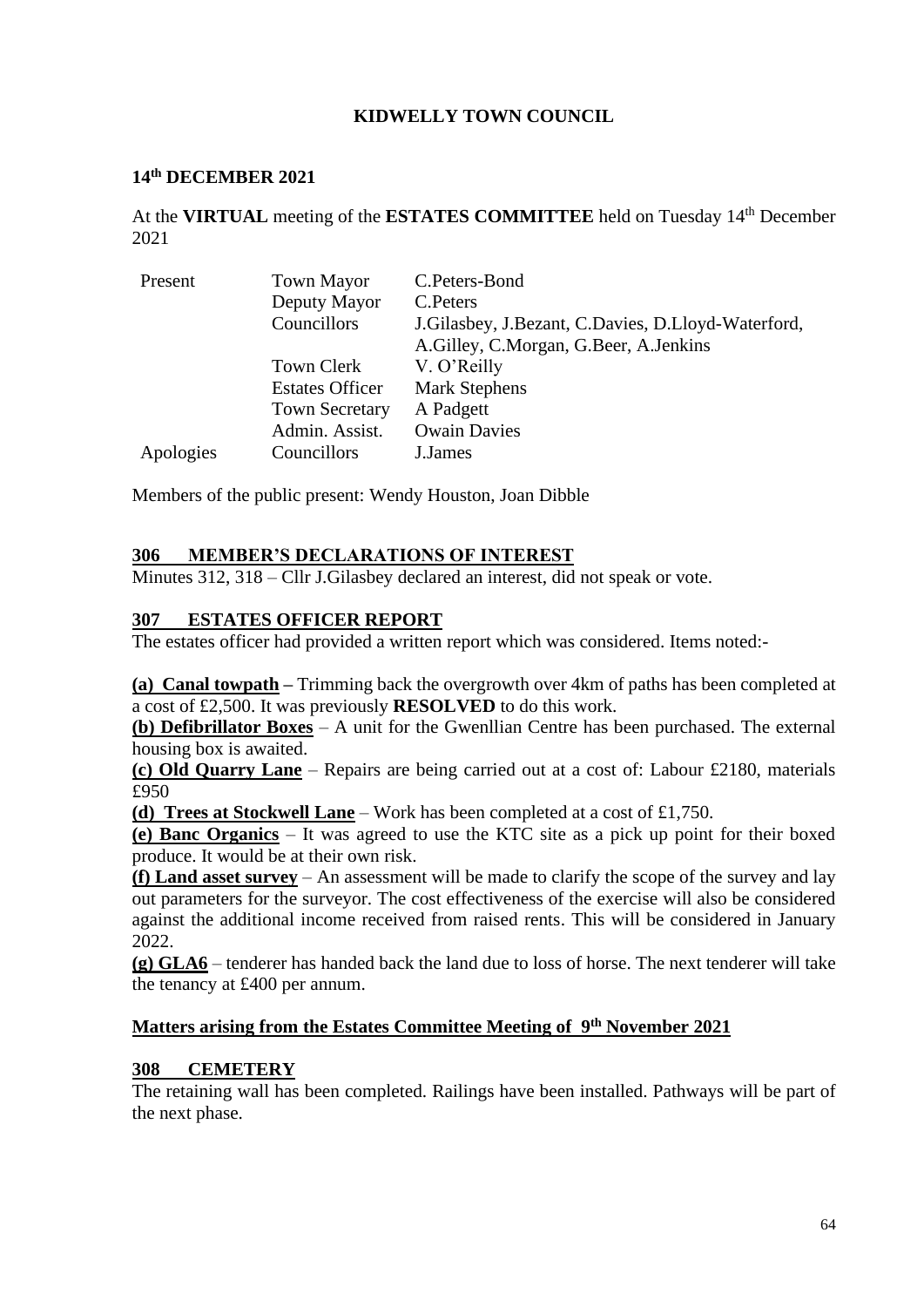**KIDWELLY TOWN COUNCIL**

**14th DECEMBER 2021**

At the **VIRTUAL** meeting of the **ESTATES COMMITTEE** held on Tuesday 14th December 2021

| | | |
|---|---|---|
| Present | Town Mayor | C.Peters-Bond |
| | Deputy Mayor | C.Peters |
| | Councillors | J.Gilasbey, J.Bezant, C.Davies, D.Lloyd-Waterford, A.Gilley, C.Morgan, G.Beer, A.Jenkins |
| | Town Clerk | V. O'Reilly |
| | Estates Officer | Mark Stephens |
| | Town Secretary | A Padgett |
| | Admin. Assist. | Owain Davies |
| Apologies | Councillors | J.James |

Members of the public present: Wendy Houston, Joan Dibble

## 306 MEMBER'S DECLARATIONS OF INTEREST

Minutes 312, 318 – Cllr J.Gilasbey declared an interest, did not speak or vote.

## 307 ESTATES OFFICER REPORT

The estates officer had provided a written report which was considered. Items noted:-

**(a) Canal towpath –** Trimming back the overgrowth over 4km of paths has been completed at a cost of £2,500. It was previously **RESOLVED** to do this work.

**(b) Defibrillator Boxes** – A unit for the Gwenllian Centre has been purchased. The external housing box is awaited.

**(c) Old Quarry Lane** – Repairs are being carried out at a cost of: Labour £2180, materials £950

**(d) Trees at Stockwell Lane** – Work has been completed at a cost of £1,750.

**(e) Banc Organics** – It was agreed to use the KTC site as a pick up point for their boxed produce. It would be at their own risk.

**(f) Land asset survey** – An assessment will be made to clarify the scope of the survey and lay out parameters for the surveyor. The cost effectiveness of the exercise will also be considered against the additional income received from raised rents. This will be considered in January 2022.

**(g) GLA6** – tenderer has handed back the land due to loss of horse. The next tenderer will take the tenancy at £400 per annum.

## Matters arising from the Estates Committee Meeting of 9th November 2021

## 308 CEMETERY

The retaining wall has been completed. Railings have been installed. Pathways will be part of the next phase.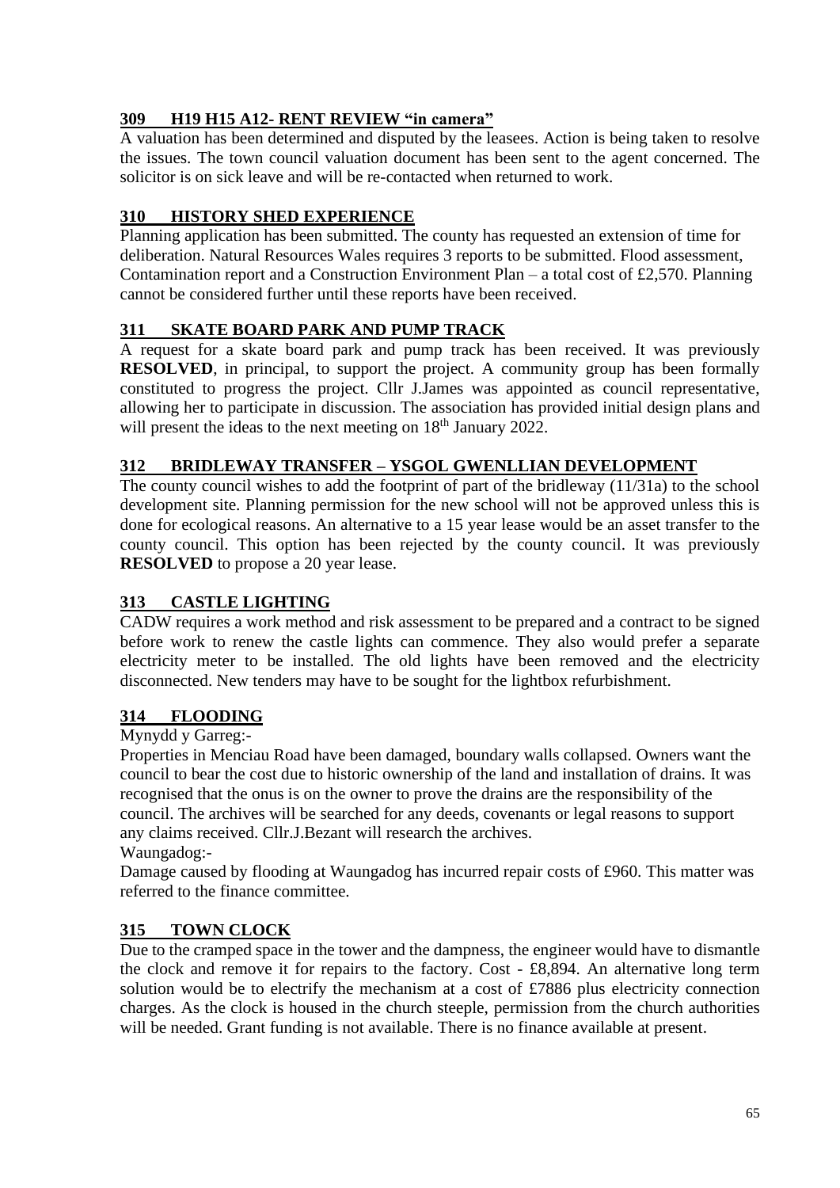## 309 H19 H15 A12- RENT REVIEW "in camera"

A valuation has been determined and disputed by the leasees. Action is being taken to resolve the issues. The town council valuation document has been sent to the agent concerned. The solicitor is on sick leave and will be re-contacted when returned to work.

## 310 HISTORY SHED EXPERIENCE

Planning application has been submitted. The county has requested an extension of time for deliberation. Natural Resources Wales requires 3 reports to be submitted. Flood assessment, Contamination report and a Construction Environment Plan – a total cost of £2,570. Planning cannot be considered further until these reports have been received.

## 311 SKATE BOARD PARK AND PUMP TRACK

A request for a skate board park and pump track has been received. It was previously **RESOLVED**, in principal, to support the project. A community group has been formally constituted to progress the project. Cllr J.James was appointed as council representative, allowing her to participate in discussion. The association has provided initial design plans and will present the ideas to the next meeting on 18th January 2022.

## 312 BRIDLEWAY TRANSFER – YSGOL GWENLLIAN DEVELOPMENT

The county council wishes to add the footprint of part of the bridleway (11/31a) to the school development site. Planning permission for the new school will not be approved unless this is done for ecological reasons. An alternative to a 15 year lease would be an asset transfer to the county council. This option has been rejected by the county council. It was previously **RESOLVED** to propose a 20 year lease.

## 313 CASTLE LIGHTING

CADW requires a work method and risk assessment to be prepared and a contract to be signed before work to renew the castle lights can commence. They also would prefer a separate electricity meter to be installed. The old lights have been removed and the electricity disconnected. New tenders may have to be sought for the lightbox refurbishment.

## 314 FLOODING

Mynydd y Garreg:-

Properties in Menciau Road have been damaged, boundary walls collapsed. Owners want the council to bear the cost due to historic ownership of the land and installation of drains. It was recognised that the onus is on the owner to prove the drains are the responsibility of the council. The archives will be searched for any deeds, covenants or legal reasons to support any claims received. Cllr.J.Bezant will research the archives.

Waungadog:-

Damage caused by flooding at Waungadog has incurred repair costs of £960. This matter was referred to the finance committee.

## 315 TOWN CLOCK

Due to the cramped space in the tower and the dampness, the engineer would have to dismantle the clock and remove it for repairs to the factory. Cost - £8,894. An alternative long term solution would be to electrify the mechanism at a cost of £7886 plus electricity connection charges. As the clock is housed in the church steeple, permission from the church authorities will be needed. Grant funding is not available. There is no finance available at present.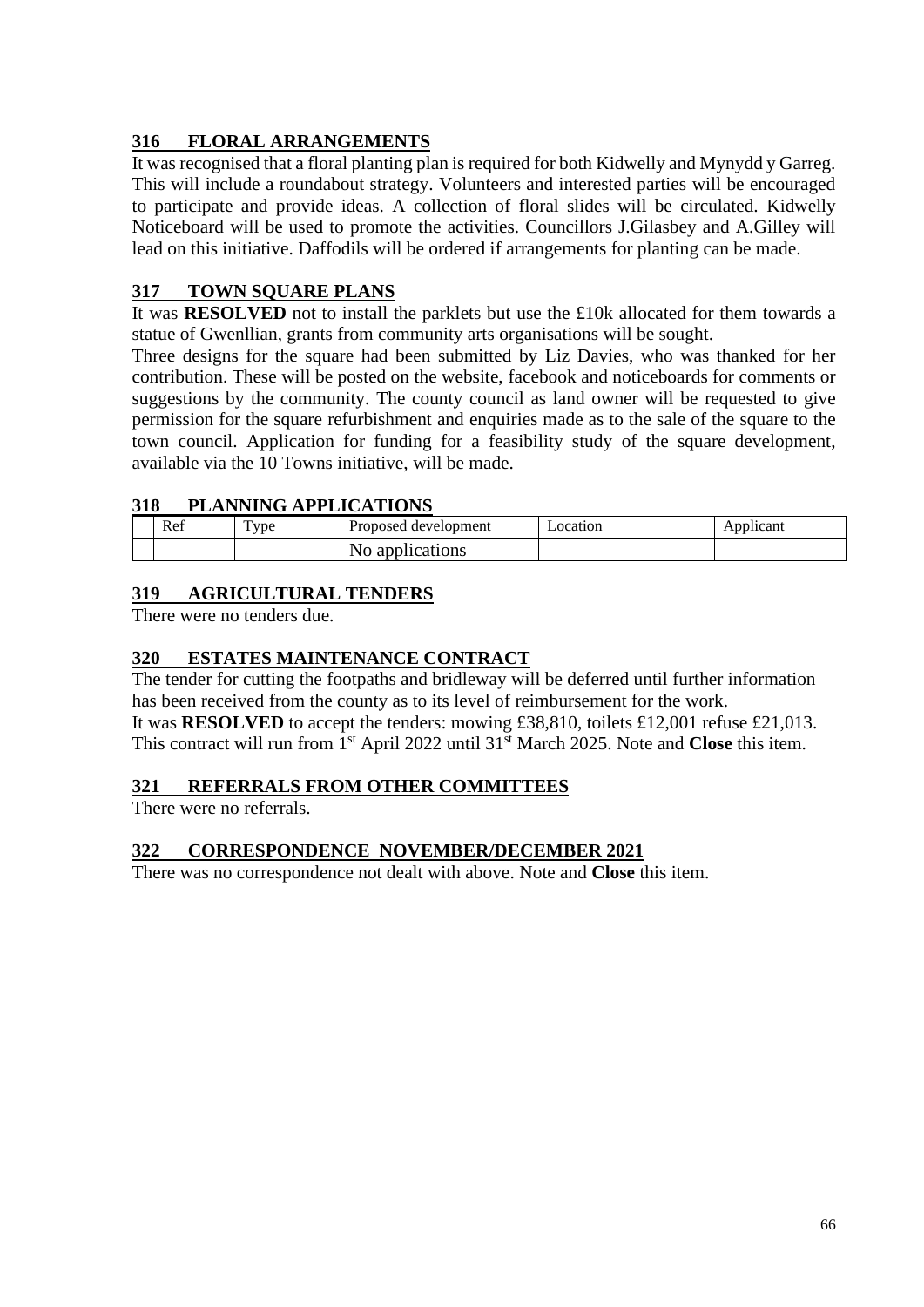## 316 FLORAL ARRANGEMENTS

It was recognised that a floral planting plan is required for both Kidwelly and Mynydd y Garreg. This will include a roundabout strategy. Volunteers and interested parties will be encouraged to participate and provide ideas. A collection of floral slides will be circulated. Kidwelly Noticeboard will be used to promote the activities. Councillors J.Gilasbey and A.Gilley will lead on this initiative. Daffodils will be ordered if arrangements for planting can be made.

## 317 TOWN SQUARE PLANS

It was **RESOLVED** not to install the parklets but use the £10k allocated for them towards a statue of Gwenllian, grants from community arts organisations will be sought.

Three designs for the square had been submitted by Liz Davies, who was thanked for her contribution. These will be posted on the website, facebook and noticeboards for comments or suggestions by the community. The county council as land owner will be requested to give permission for the square refurbishment and enquiries made as to the sale of the square to the town council. Application for funding for a feasibility study of the square development, available via the 10 Towns initiative, will be made.

## 318 PLANNING APPLICATIONS

| | Ref | Type | Proposed development | Location | Applicant |
|---|---|---|---|---|---|
| | | | No applications | | |

## 319 AGRICULTURAL TENDERS

There were no tenders due.

## 320 ESTATES MAINTENANCE CONTRACT

The tender for cutting the footpaths and bridleway will be deferred until further information has been received from the county as to its level of reimbursement for the work.

It was **RESOLVED** to accept the tenders: mowing £38,810, toilets £12,001 refuse £21,013. This contract will run from 1st April 2022 until 31st March 2025. Note and **Close** this item.

## 321 REFERRALS FROM OTHER COMMITTEES

There were no referrals.

## 322 CORRESPONDENCE NOVEMBER/DECEMBER 2021

There was no correspondence not dealt with above. Note and **Close** this item.